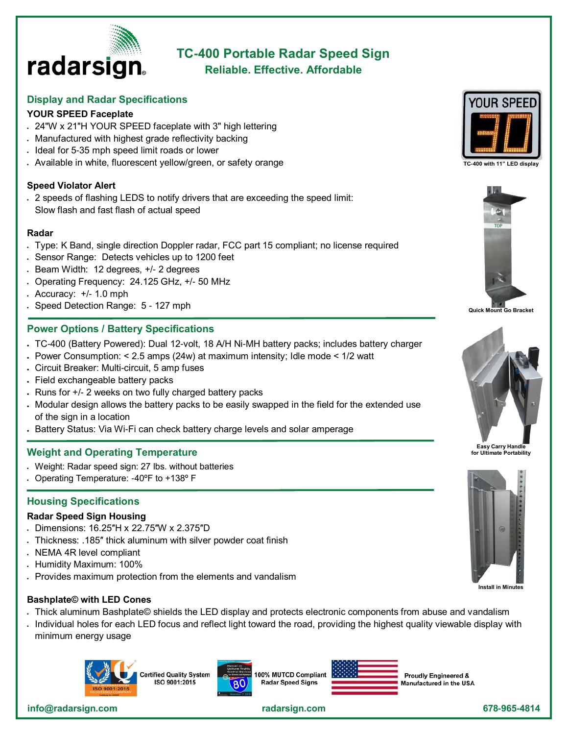# TC-400 Portable Radar Speed Sign

**Reliable. Effective. Affordable**

## Display and Radar Specifications

### YOUR SPEED Faceplate

- 24"W x 21"H YOUR SPEED faceplate with 3" high lettering
- Manufactured with highest grade reflectivity backing
- Ideal for 5-35 mph speed limit roads or lower
- Available in white, fluorescent yellow/green, or safety orange

### Speed Violator Alert

- 2 speeds of flashing LEDS to notify drivers that are exceeding the speed limit: Slow flash and fast flash of actual speed

### Radar

- Type: K Band, single direction Doppler radar, FCC part 15 compliant; no license required
- Sensor Range: Detects vehicles up to 1200 feet
- Beam Width: 12 degrees, +/- 2 degrees
- Operating Frequency: 24.125 GHz, +/- 50 MHz
- Accuracy: +/- 1.0 mph
- Speed Detection Range: 5 - 127 mph

TC-400 with 11" LED display

Quick Mount Go Bracket

## Power Options / Battery Specifications

- TC-400 (Battery Powered): Dual 12-volt, 18 A/H Ni-MH battery packs; includes battery charger
- Power Consumption: < 2.5 amps (24w) at maximum intensity; Idle mode < 1/2 watt
- Circuit Breaker: Multi-circuit, 5 amp fuses
- Field exchangeable battery packs
- Runs for +/- 2 weeks on two fully charged battery packs
- Modular design allows the battery packs to be easily swapped in the field for the extended use of the sign in a location
- Battery Status: Via Wi-Fi can check battery charge levels and solar amperage

Easy Carry Handle for Ultimate Portability

## Weight and Operating Temperature

- Weight: Radar speed sign: 27 lbs. without batteries
- Operating Temperature: -40ºF to +138º F

## Housing Specifications

### Radar Speed Sign Housing

- Dimensions: 16.25″H x 22.75″W x 2.375″D
- Thickness: .185″ thick aluminum with silver powder coat finish
- NEMA 4R level compliant
- Humidity Maximum: 100%
- Provides maximum protection from the elements and vandalism

Install in Minutes

### Bashplate© with LED Cones

- Thick aluminum Bashplate© shields the LED display and protects electronic components from abuse and vandalism
- Individual holes for each LED focus and reflect light toward the road, providing the highest quality viewable display with minimum energy usage

Certified Quality System ISO 9001:2015

100% MUTCD Compliant Radar Speed Signs

Proudly Engineered & Manufactured in the USA

info@radarsign.com | radarsign.com | 678-965-4814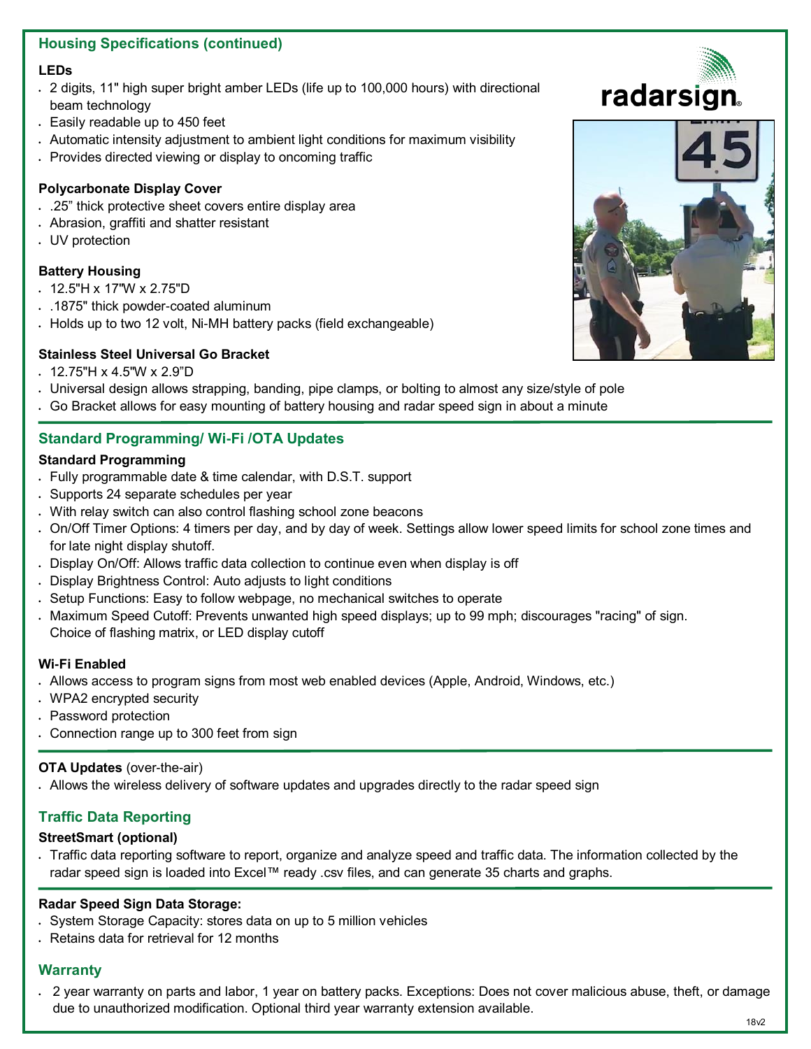## Housing Specifications (continued)

### LEDs

- 2 digits, 11" high super bright amber LEDs (life up to 100,000 hours) with directional beam technology
- Easily readable up to 450 feet
- Automatic intensity adjustment to ambient light conditions for maximum visibility
- Provides directed viewing or display to oncoming traffic

### Polycarbonate Display Cover

- .25” thick protective sheet covers entire display area
- Abrasion, graffiti and shatter resistant
- UV protection

### Battery Housing

- 12.5"H x 17"W x 2.75"D
- .1875" thick powder-coated aluminum
- Holds up to two 12 volt, Ni-MH battery packs (field exchangeable)

### Stainless Steel Universal Go Bracket

- 12.75"H x 4.5"W x 2.9”D
- Universal design allows strapping, banding, pipe clamps, or bolting to almost any size/style of pole
- Go Bracket allows for easy mounting of battery housing and radar speed sign in about a minute

## Standard Programming/ Wi-Fi /OTA Updates

### Standard Programming

- Fully programmable date & time calendar, with D.S.T. support
- Supports 24 separate schedules per year
- With relay switch can also control flashing school zone beacons
- On/Off Timer Options: 4 timers per day, and by day of week. Settings allow lower speed limits for school zone times and for late night display shutoff.
- Display On/Off: Allows traffic data collection to continue even when display is off
- Display Brightness Control: Auto adjusts to light conditions
- Setup Functions: Easy to follow webpage, no mechanical switches to operate
- Maximum Speed Cutoff: Prevents unwanted high speed displays; up to 99 mph; discourages "racing" of sign. Choice of flashing matrix, or LED display cutoff

### Wi-Fi Enabled

- Allows access to program signs from most web enabled devices (Apple, Android, Windows, etc.)
- WPA2 encrypted security
- Password protection
- Connection range up to 300 feet from sign

### OTA Updates (over-the-air)

- Allows the wireless delivery of software updates and upgrades directly to the radar speed sign

## Traffic Data Reporting

### StreetSmart (optional)

- Traffic data reporting software to report, organize and analyze speed and traffic data. The information collected by the radar speed sign is loaded into Excel™ ready .csv files, and can generate 35 charts and graphs.

### Radar Speed Sign Data Storage:

- System Storage Capacity: stores data on up to 5 million vehicles
- Retains data for retrieval for 12 months

## Warranty

- 2 year warranty on parts and labor, 1 year on battery packs. Exceptions: Does not cover malicious abuse, theft, or damage due to unauthorized modification. Optional third year warranty extension available.